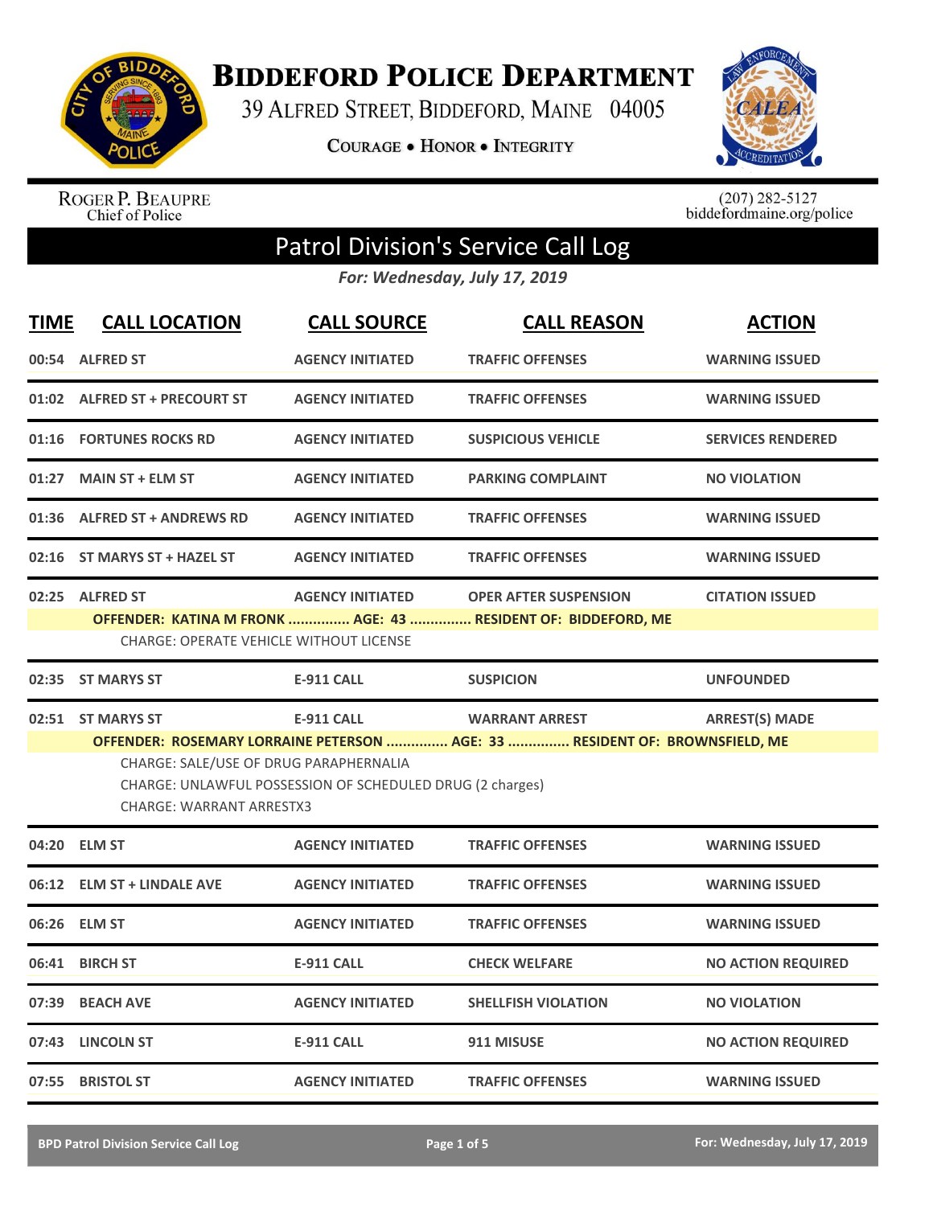# Biddeford Police Department

39 Alfred Street, Biddeford, Maine 04005

Courage • Honor • Integrity

Roger P. Beaupre
Chief of Police

(207) 282-5127
biddefordmaine.org/police

## Patrol Division's Service Call Log

*For: Wednesday, July 17, 2019*

| TIME | CALL LOCATION | CALL SOURCE | CALL REASON | ACTION |
|---|---|---|---|---|
| 00:54 | ALFRED ST | AGENCY INITIATED | TRAFFIC OFFENSES | WARNING ISSUED |
| 01:02 | ALFRED ST + PRECOURT ST | AGENCY INITIATED | TRAFFIC OFFENSES | WARNING ISSUED |
| 01:16 | FORTUNES ROCKS RD | AGENCY INITIATED | SUSPICIOUS VEHICLE | SERVICES RENDERED |
| 01:27 | MAIN ST + ELM ST | AGENCY INITIATED | PARKING COMPLAINT | NO VIOLATION |
| 01:36 | ALFRED ST + ANDREWS RD | AGENCY INITIATED | TRAFFIC OFFENSES | WARNING ISSUED |
| 02:16 | ST MARYS ST + HAZEL ST | AGENCY INITIATED | TRAFFIC OFFENSES | WARNING ISSUED |
| 02:25 | ALFRED ST | AGENCY INITIATED | OPER AFTER SUSPENSION | CITATION ISSUED |
| | OFFENDER: KATINA M FRONK ............... AGE: 43 ............... RESIDENT OF: BIDDEFORD, ME<br>CHARGE: OPERATE VEHICLE WITHOUT LICENSE | | | |
| 02:35 | ST MARYS ST | E-911 CALL | SUSPICION | UNFOUNDED |
| 02:51 | ST MARYS ST | E-911 CALL | WARRANT ARREST | ARREST(S) MADE |
| | OFFENDER: ROSEMARY LORRAINE PETERSON ............... AGE: 33 ............... RESIDENT OF: BROWNSFIELD, ME<br>CHARGE: SALE/USE OF DRUG PARAPHERNALIA<br>CHARGE: UNLAWFUL POSSESSION OF SCHEDULED DRUG (2 charges)<br>CHARGE: WARRANT ARRESTX3 | | | |
| 04:20 | ELM ST | AGENCY INITIATED | TRAFFIC OFFENSES | WARNING ISSUED |
| 06:12 | ELM ST + LINDALE AVE | AGENCY INITIATED | TRAFFIC OFFENSES | WARNING ISSUED |
| 06:26 | ELM ST | AGENCY INITIATED | TRAFFIC OFFENSES | WARNING ISSUED |
| 06:41 | BIRCH ST | E-911 CALL | CHECK WELFARE | NO ACTION REQUIRED |
| 07:39 | BEACH AVE | AGENCY INITIATED | SHELLFISH VIOLATION | NO VIOLATION |
| 07:43 | LINCOLN ST | E-911 CALL | 911 MISUSE | NO ACTION REQUIRED |
| 07:55 | BRISTOL ST | AGENCY INITIATED | TRAFFIC OFFENSES | WARNING ISSUED |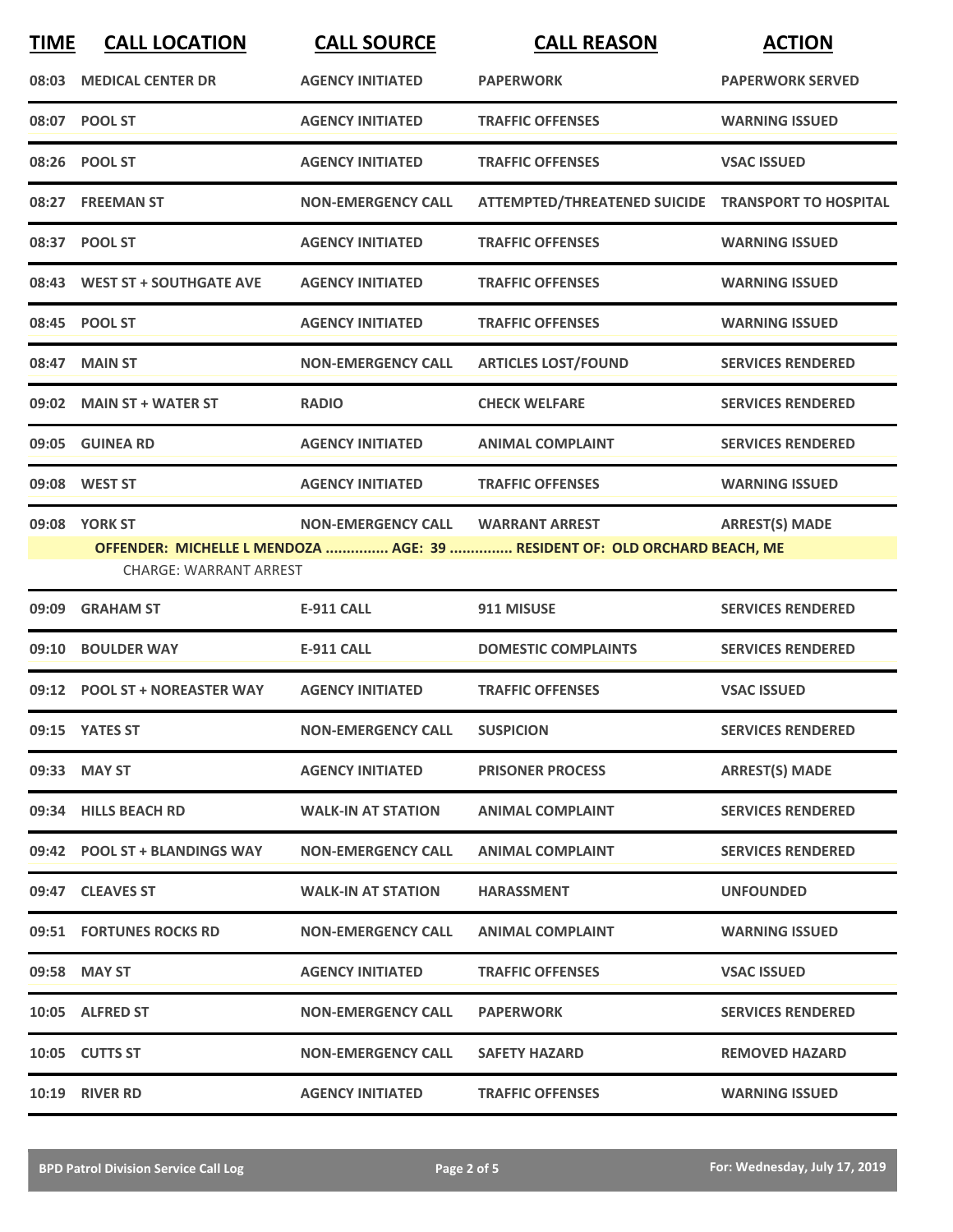| TIME | CALL LOCATION | CALL SOURCE | CALL REASON | ACTION |
|---|---|---|---|---|
| 08:03 | MEDICAL CENTER DR | AGENCY INITIATED | PAPERWORK | PAPERWORK SERVED |
| 08:07 | POOL ST | AGENCY INITIATED | TRAFFIC OFFENSES | WARNING ISSUED |
| 08:26 | POOL ST | AGENCY INITIATED | TRAFFIC OFFENSES | VSAC ISSUED |
| 08:27 | FREEMAN ST | NON-EMERGENCY CALL | ATTEMPTED/THREATENED SUICIDE | TRANSPORT TO HOSPITAL |
| 08:37 | POOL ST | AGENCY INITIATED | TRAFFIC OFFENSES | WARNING ISSUED |
| 08:43 | WEST ST + SOUTHGATE AVE | AGENCY INITIATED | TRAFFIC OFFENSES | WARNING ISSUED |
| 08:45 | POOL ST | AGENCY INITIATED | TRAFFIC OFFENSES | WARNING ISSUED |
| 08:47 | MAIN ST | NON-EMERGENCY CALL | ARTICLES LOST/FOUND | SERVICES RENDERED |
| 09:02 | MAIN ST + WATER ST | RADIO | CHECK WELFARE | SERVICES RENDERED |
| 09:05 | GUINEA RD | AGENCY INITIATED | ANIMAL COMPLAINT | SERVICES RENDERED |
| 09:08 | WEST ST | AGENCY INITIATED | TRAFFIC OFFENSES | WARNING ISSUED |
| 09:08 | YORK ST | NON-EMERGENCY CALL | WARRANT ARREST | ARREST(S) MADE |
| | OFFENDER: MICHELLE L MENDOZA ............... AGE: 39 ............... RESIDENT OF: OLD ORCHARD BEACH, ME | | | |
| | CHARGE: WARRANT ARREST | | | |
| 09:09 | GRAHAM ST | E-911 CALL | 911 MISUSE | SERVICES RENDERED |
| 09:10 | BOULDER WAY | E-911 CALL | DOMESTIC COMPLAINTS | SERVICES RENDERED |
| 09:12 | POOL ST + NOREASTER WAY | AGENCY INITIATED | TRAFFIC OFFENSES | VSAC ISSUED |
| 09:15 | YATES ST | NON-EMERGENCY CALL | SUSPICION | SERVICES RENDERED |
| 09:33 | MAY ST | AGENCY INITIATED | PRISONER PROCESS | ARREST(S) MADE |
| 09:34 | HILLS BEACH RD | WALK-IN AT STATION | ANIMAL COMPLAINT | SERVICES RENDERED |
| 09:42 | POOL ST + BLANDINGS WAY | NON-EMERGENCY CALL | ANIMAL COMPLAINT | SERVICES RENDERED |
| 09:47 | CLEAVES ST | WALK-IN AT STATION | HARASSMENT | UNFOUNDED |
| 09:51 | FORTUNES ROCKS RD | NON-EMERGENCY CALL | ANIMAL COMPLAINT | WARNING ISSUED |
| 09:58 | MAY ST | AGENCY INITIATED | TRAFFIC OFFENSES | VSAC ISSUED |
| 10:05 | ALFRED ST | NON-EMERGENCY CALL | PAPERWORK | SERVICES RENDERED |
| 10:05 | CUTTS ST | NON-EMERGENCY CALL | SAFETY HAZARD | REMOVED HAZARD |
| 10:19 | RIVER RD | AGENCY INITIATED | TRAFFIC OFFENSES | WARNING ISSUED |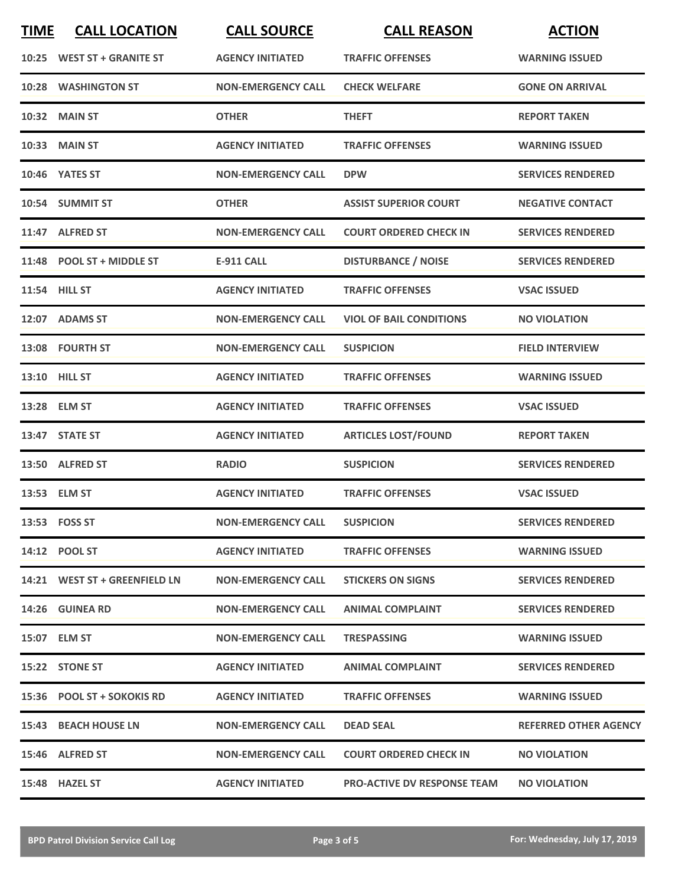| TIME | CALL LOCATION | CALL SOURCE | CALL REASON | ACTION |
|---|---|---|---|---|
| 10:25 | WEST ST + GRANITE ST | AGENCY INITIATED | TRAFFIC OFFENSES | WARNING ISSUED |
| 10:28 | WASHINGTON ST | NON-EMERGENCY CALL | CHECK WELFARE | GONE ON ARRIVAL |
| 10:32 | MAIN ST | OTHER | THEFT | REPORT TAKEN |
| 10:33 | MAIN ST | AGENCY INITIATED | TRAFFIC OFFENSES | WARNING ISSUED |
| 10:46 | YATES ST | NON-EMERGENCY CALL | DPW | SERVICES RENDERED |
| 10:54 | SUMMIT ST | OTHER | ASSIST SUPERIOR COURT | NEGATIVE CONTACT |
| 11:47 | ALFRED ST | NON-EMERGENCY CALL | COURT ORDERED CHECK IN | SERVICES RENDERED |
| 11:48 | POOL ST + MIDDLE ST | E-911 CALL | DISTURBANCE / NOISE | SERVICES RENDERED |
| 11:54 | HILL ST | AGENCY INITIATED | TRAFFIC OFFENSES | VSAC ISSUED |
| 12:07 | ADAMS ST | NON-EMERGENCY CALL | VIOL OF BAIL CONDITIONS | NO VIOLATION |
| 13:08 | FOURTH ST | NON-EMERGENCY CALL | SUSPICION | FIELD INTERVIEW |
| 13:10 | HILL ST | AGENCY INITIATED | TRAFFIC OFFENSES | WARNING ISSUED |
| 13:28 | ELM ST | AGENCY INITIATED | TRAFFIC OFFENSES | VSAC ISSUED |
| 13:47 | STATE ST | AGENCY INITIATED | ARTICLES LOST/FOUND | REPORT TAKEN |
| 13:50 | ALFRED ST | RADIO | SUSPICION | SERVICES RENDERED |
| 13:53 | ELM ST | AGENCY INITIATED | TRAFFIC OFFENSES | VSAC ISSUED |
| 13:53 | FOSS ST | NON-EMERGENCY CALL | SUSPICION | SERVICES RENDERED |
| 14:12 | POOL ST | AGENCY INITIATED | TRAFFIC OFFENSES | WARNING ISSUED |
| 14:21 | WEST ST + GREENFIELD LN | NON-EMERGENCY CALL | STICKERS ON SIGNS | SERVICES RENDERED |
| 14:26 | GUINEA RD | NON-EMERGENCY CALL | ANIMAL COMPLAINT | SERVICES RENDERED |
| 15:07 | ELM ST | NON-EMERGENCY CALL | TRESPASSING | WARNING ISSUED |
| 15:22 | STONE ST | AGENCY INITIATED | ANIMAL COMPLAINT | SERVICES RENDERED |
| 15:36 | POOL ST + SOKOKIS RD | AGENCY INITIATED | TRAFFIC OFFENSES | WARNING ISSUED |
| 15:43 | BEACH HOUSE LN | NON-EMERGENCY CALL | DEAD SEAL | REFERRED OTHER AGENCY |
| 15:46 | ALFRED ST | NON-EMERGENCY CALL | COURT ORDERED CHECK IN | NO VIOLATION |
| 15:48 | HAZEL ST | AGENCY INITIATED | PRO-ACTIVE DV RESPONSE TEAM | NO VIOLATION |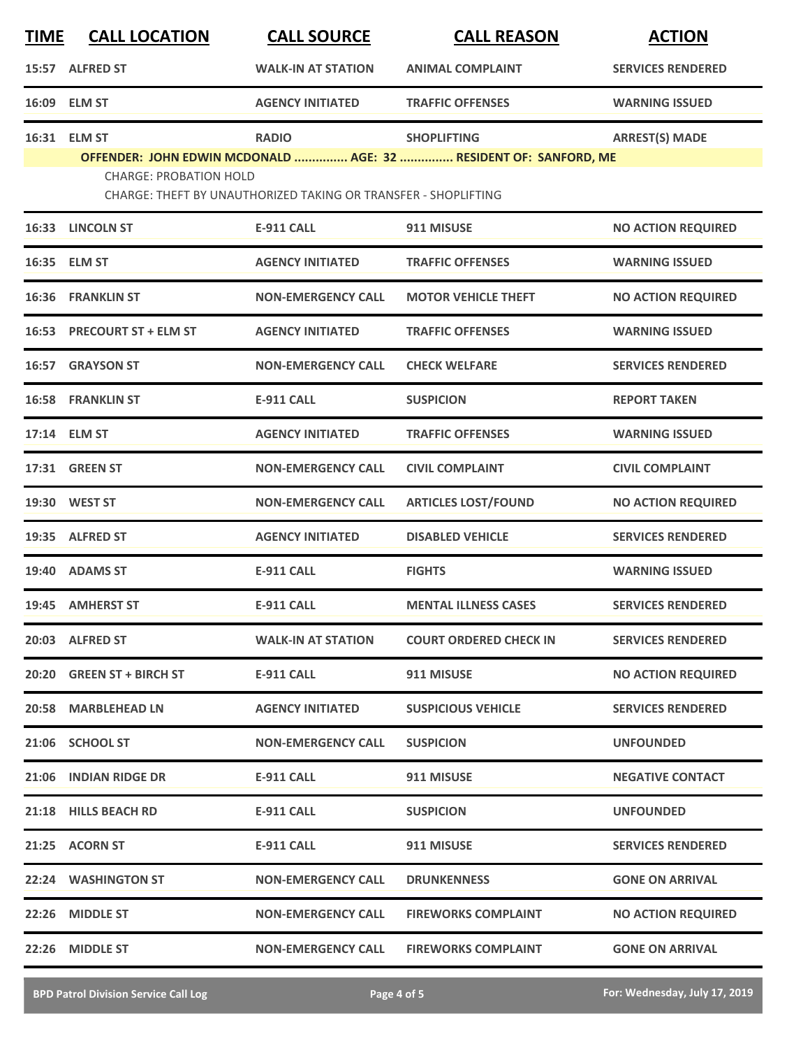| TIME | CALL LOCATION | CALL SOURCE | CALL REASON | ACTION |
|---|---|---|---|---|
| 15:57 | ALFRED ST | WALK-IN AT STATION | ANIMAL COMPLAINT | SERVICES RENDERED |
| 16:09 | ELM ST | AGENCY INITIATED | TRAFFIC OFFENSES | WARNING ISSUED |
| 16:31 | ELM ST | RADIO | SHOPLIFTING | ARREST(S) MADE |
| OFFENDER: JOHN EDWIN MCDONALD ............... AGE: 32 ............... RESIDENT OF: SANFORD, ME<br>CHARGE: PROBATION HOLD<br>CHARGE: THEFT BY UNAUTHORIZED TAKING OR TRANSFER - SHOPLIFTING | | | | |
| 16:33 | LINCOLN ST | E-911 CALL | 911 MISUSE | NO ACTION REQUIRED |
| 16:35 | ELM ST | AGENCY INITIATED | TRAFFIC OFFENSES | WARNING ISSUED |
| 16:36 | FRANKLIN ST | NON-EMERGENCY CALL | MOTOR VEHICLE THEFT | NO ACTION REQUIRED |
| 16:53 | PRECOURT ST + ELM ST | AGENCY INITIATED | TRAFFIC OFFENSES | WARNING ISSUED |
| 16:57 | GRAYSON ST | NON-EMERGENCY CALL | CHECK WELFARE | SERVICES RENDERED |
| 16:58 | FRANKLIN ST | E-911 CALL | SUSPICION | REPORT TAKEN |
| 17:14 | ELM ST | AGENCY INITIATED | TRAFFIC OFFENSES | WARNING ISSUED |
| 17:31 | GREEN ST | NON-EMERGENCY CALL | CIVIL COMPLAINT | CIVIL COMPLAINT |
| 19:30 | WEST ST | NON-EMERGENCY CALL | ARTICLES LOST/FOUND | NO ACTION REQUIRED |
| 19:35 | ALFRED ST | AGENCY INITIATED | DISABLED VEHICLE | SERVICES RENDERED |
| 19:40 | ADAMS ST | E-911 CALL | FIGHTS | WARNING ISSUED |
| 19:45 | AMHERST ST | E-911 CALL | MENTAL ILLNESS CASES | SERVICES RENDERED |
| 20:03 | ALFRED ST | WALK-IN AT STATION | COURT ORDERED CHECK IN | SERVICES RENDERED |
| 20:20 | GREEN ST + BIRCH ST | E-911 CALL | 911 MISUSE | NO ACTION REQUIRED |
| 20:58 | MARBLEHEAD LN | AGENCY INITIATED | SUSPICIOUS VEHICLE | SERVICES RENDERED |
| 21:06 | SCHOOL ST | NON-EMERGENCY CALL | SUSPICION | UNFOUNDED |
| 21:06 | INDIAN RIDGE DR | E-911 CALL | 911 MISUSE | NEGATIVE CONTACT |
| 21:18 | HILLS BEACH RD | E-911 CALL | SUSPICION | UNFOUNDED |
| 21:25 | ACORN ST | E-911 CALL | 911 MISUSE | SERVICES RENDERED |
| 22:24 | WASHINGTON ST | NON-EMERGENCY CALL | DRUNKENNESS | GONE ON ARRIVAL |
| 22:26 | MIDDLE ST | NON-EMERGENCY CALL | FIREWORKS COMPLAINT | NO ACTION REQUIRED |
| 22:26 | MIDDLE ST | NON-EMERGENCY CALL | FIREWORKS COMPLAINT | GONE ON ARRIVAL |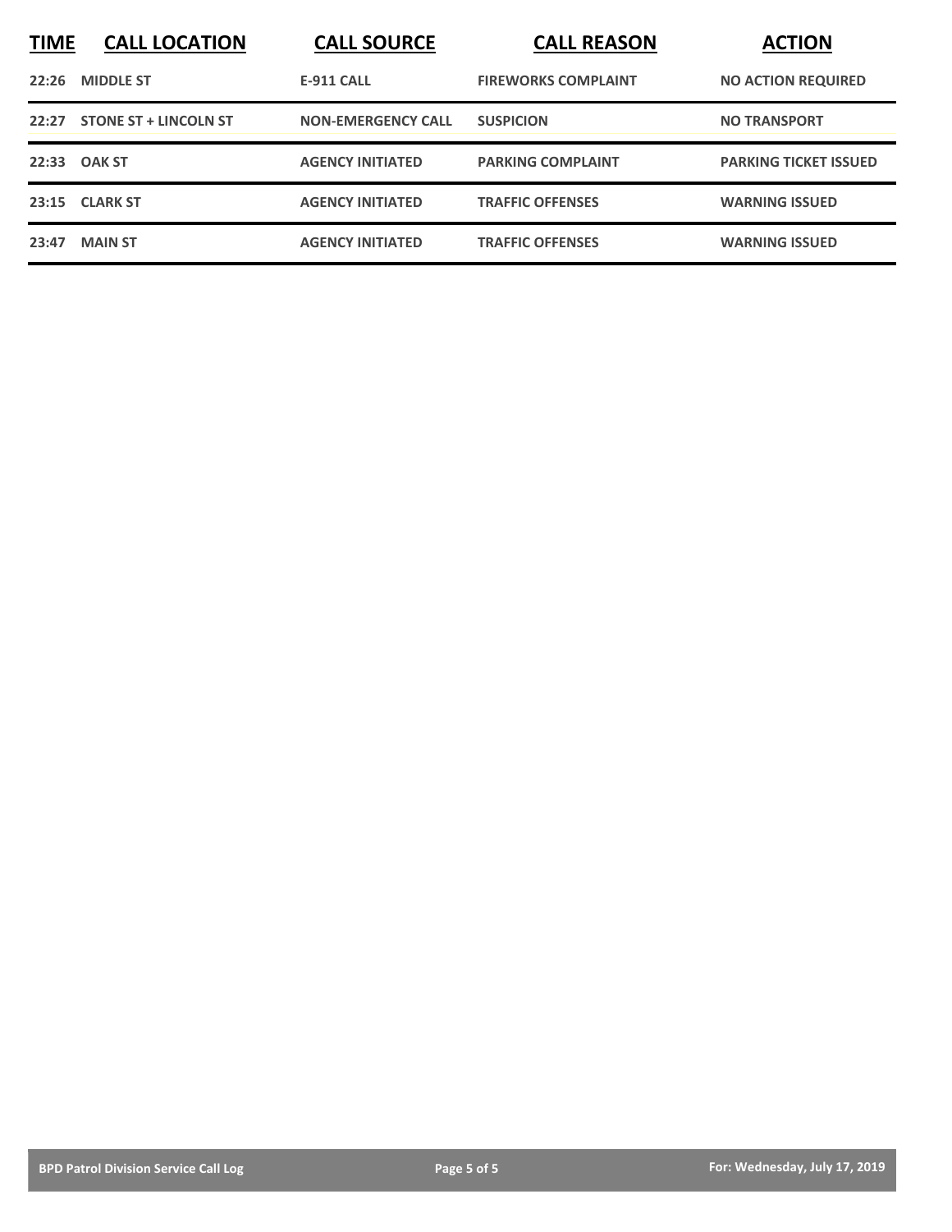| TIME | CALL LOCATION | CALL SOURCE | CALL REASON | ACTION |
| --- | --- | --- | --- | --- |
| 22:26 | MIDDLE ST | E-911 CALL | FIREWORKS COMPLAINT | NO ACTION REQUIRED |
| 22:27 | STONE ST + LINCOLN ST | NON-EMERGENCY CALL | SUSPICION | NO TRANSPORT |
| 22:33 | OAK ST | AGENCY INITIATED | PARKING COMPLAINT | PARKING TICKET ISSUED |
| 23:15 | CLARK ST | AGENCY INITIATED | TRAFFIC OFFENSES | WARNING ISSUED |
| 23:47 | MAIN ST | AGENCY INITIATED | TRAFFIC OFFENSES | WARNING ISSUED |